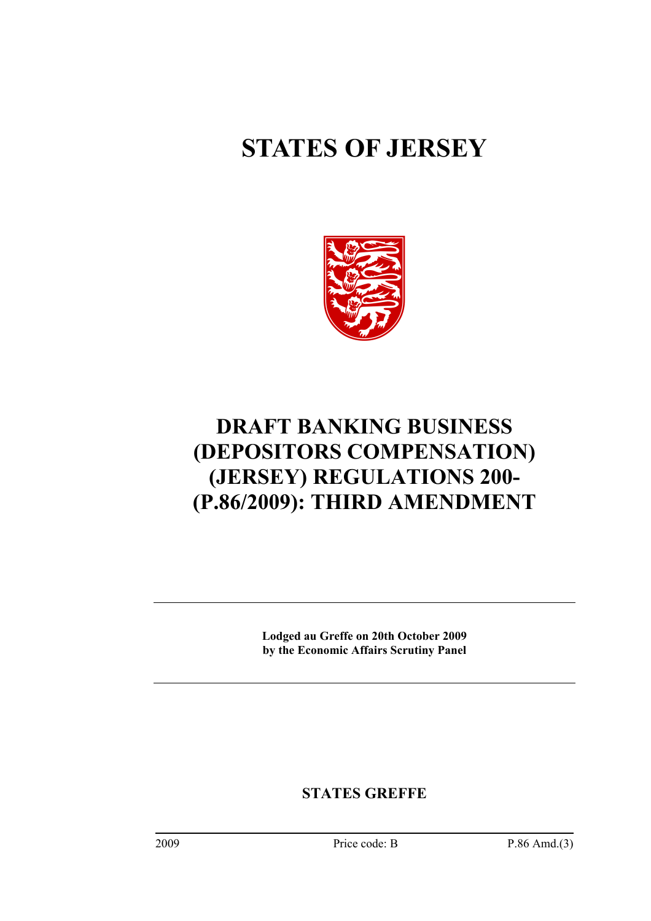# STATES OF JERSEY

# DRAFT BANKING BUSINESS (DEPOSITORS COMPENSATION) (JERSEY) REGULATIONS 200- (P.86/2009): THIRD AMENDMENT

---

**Lodged au Greffe on 20th October 2009**
**by the Economic Affairs Scrutiny Panel**

---

**STATES GREFFE**

2009 Price code: B P.86 Amd.(3)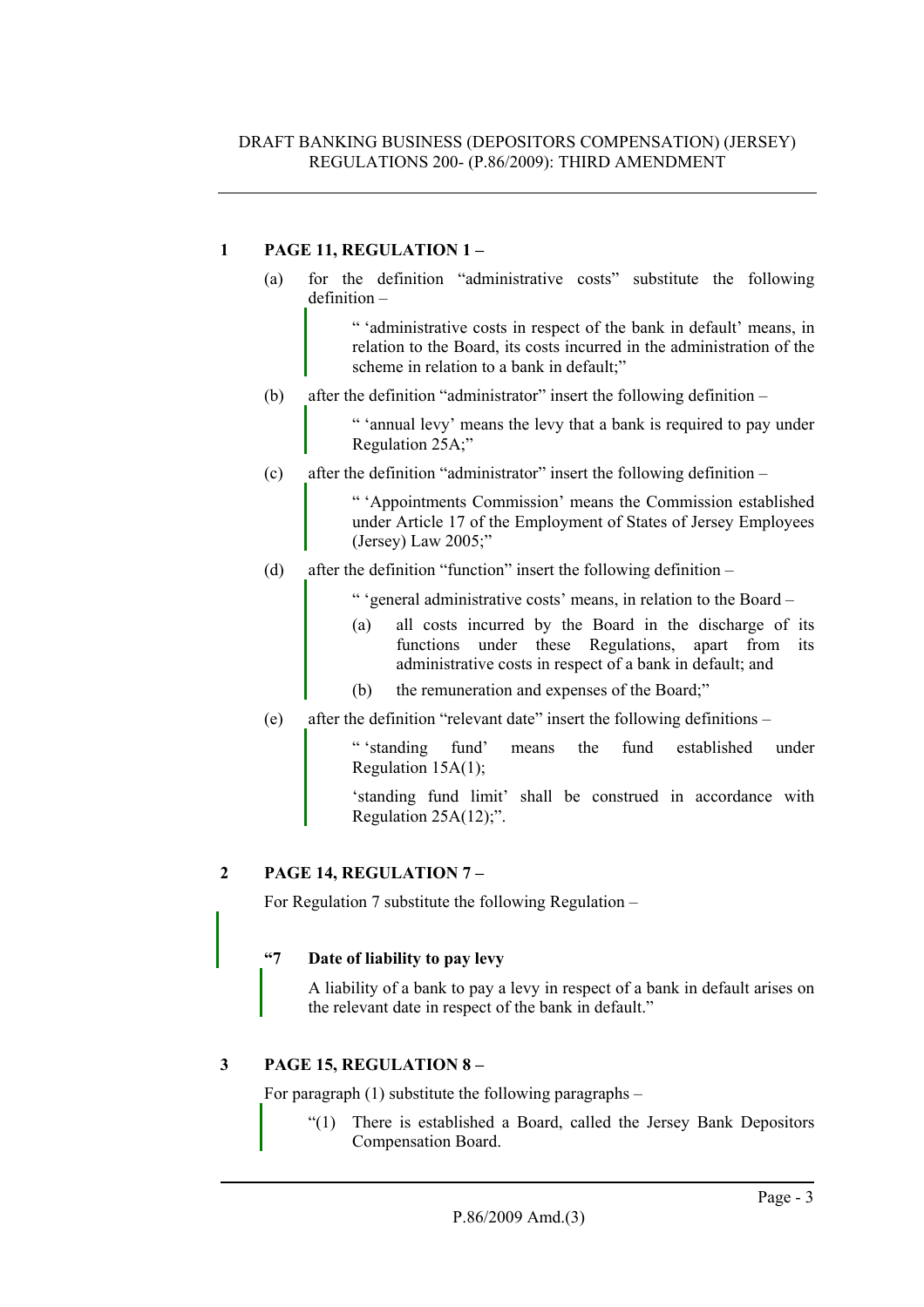## 1 PAGE 11, REGULATION 1 –

(a) for the definition "administrative costs" substitute the following definition –

> " 'administrative costs in respect of the bank in default' means, in relation to the Board, its costs incurred in the administration of the scheme in relation to a bank in default;"

(b) after the definition "administrator" insert the following definition –

> " 'annual levy' means the levy that a bank is required to pay under Regulation 25A;"

(c) after the definition "administrator" insert the following definition –

> " 'Appointments Commission' means the Commission established under Article 17 of the Employment of States of Jersey Employees (Jersey) Law 2005;"

(d) after the definition "function" insert the following definition –

> " 'general administrative costs' means, in relation to the Board –
>
> (a) all costs incurred by the Board in the discharge of its functions under these Regulations, apart from its administrative costs in respect of a bank in default; and
>
> (b) the remuneration and expenses of the Board;"

(e) after the definition "relevant date" insert the following definitions –

> " 'standing fund' means the fund established under Regulation 15A(1);
>
> 'standing fund limit' shall be construed in accordance with Regulation 25A(12);".

## 2 PAGE 14, REGULATION 7 –

For Regulation 7 substitute the following Regulation –

> **"7 Date of liability to pay levy**
>
> A liability of a bank to pay a levy in respect of a bank in default arises on the relevant date in respect of the bank in default."

## 3 PAGE 15, REGULATION 8 –

For paragraph (1) substitute the following paragraphs –

> "(1) There is established a Board, called the Jersey Bank Depositors Compensation Board.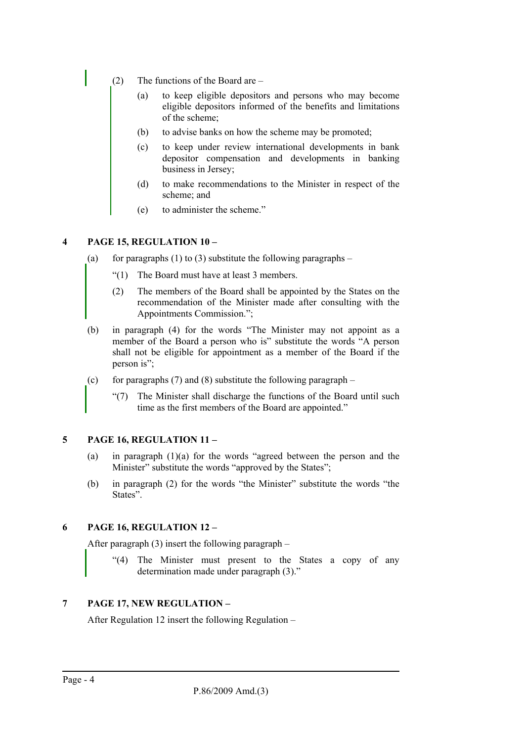(2) The functions of the Board are –

(a) to keep eligible depositors and persons who may become eligible depositors informed of the benefits and limitations of the scheme;

(b) to advise banks on how the scheme may be promoted;

(c) to keep under review international developments in bank depositor compensation and developments in banking business in Jersey;

(d) to make recommendations to the Minister in respect of the scheme; and

(e) to administer the scheme."

**4 PAGE 15, REGULATION 10 –**

(a) for paragraphs (1) to (3) substitute the following paragraphs –

"(1) The Board must have at least 3 members.

(2) The members of the Board shall be appointed by the States on the recommendation of the Minister made after consulting with the Appointments Commission.";

(b) in paragraph (4) for the words "The Minister may not appoint as a member of the Board a person who is" substitute the words "A person shall not be eligible for appointment as a member of the Board if the person is";

(c) for paragraphs (7) and (8) substitute the following paragraph –

"(7) The Minister shall discharge the functions of the Board until such time as the first members of the Board are appointed."

**5 PAGE 16, REGULATION 11 –**

(a) in paragraph (1)(a) for the words "agreed between the person and the Minister" substitute the words "approved by the States";

(b) in paragraph (2) for the words "the Minister" substitute the words "the States".

**6 PAGE 16, REGULATION 12 –**

After paragraph (3) insert the following paragraph –

"(4) The Minister must present to the States a copy of any determination made under paragraph (3)."

**7 PAGE 17, NEW REGULATION –**

After Regulation 12 insert the following Regulation –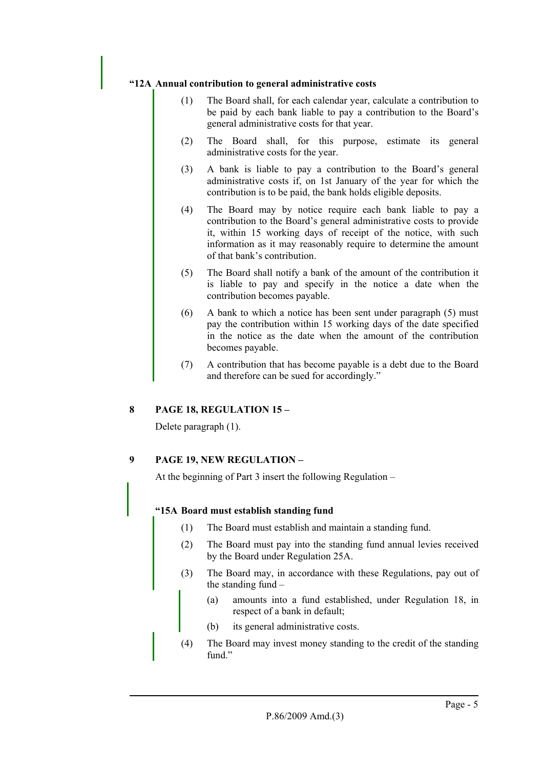**“12A Annual contribution to general administrative costs**

(1) The Board shall, for each calendar year, calculate a contribution to be paid by each bank liable to pay a contribution to the Board’s general administrative costs for that year.

(2) The Board shall, for this purpose, estimate its general administrative costs for the year.

(3) A bank is liable to pay a contribution to the Board’s general administrative costs if, on 1st January of the year for which the contribution is to be paid, the bank holds eligible deposits.

(4) The Board may by notice require each bank liable to pay a contribution to the Board’s general administrative costs to provide it, within 15 working days of receipt of the notice, with such information as it may reasonably require to determine the amount of that bank’s contribution.

(5) The Board shall notify a bank of the amount of the contribution it is liable to pay and specify in the notice a date when the contribution becomes payable.

(6) A bank to which a notice has been sent under paragraph (5) must pay the contribution within 15 working days of the date specified in the notice as the date when the amount of the contribution becomes payable.

(7) A contribution that has become payable is a debt due to the Board and therefore can be sued for accordingly.”

**8 PAGE 18, REGULATION 15 –**

Delete paragraph (1).

**9 PAGE 19, NEW REGULATION –**

At the beginning of Part 3 insert the following Regulation –

**“15A Board must establish standing fund**

(1) The Board must establish and maintain a standing fund.

(2) The Board must pay into the standing fund annual levies received by the Board under Regulation 25A.

(3) The Board may, in accordance with these Regulations, pay out of the standing fund –

(a) amounts into a fund established, under Regulation 18, in respect of a bank in default;

(b) its general administrative costs.

(4) The Board may invest money standing to the credit of the standing fund.”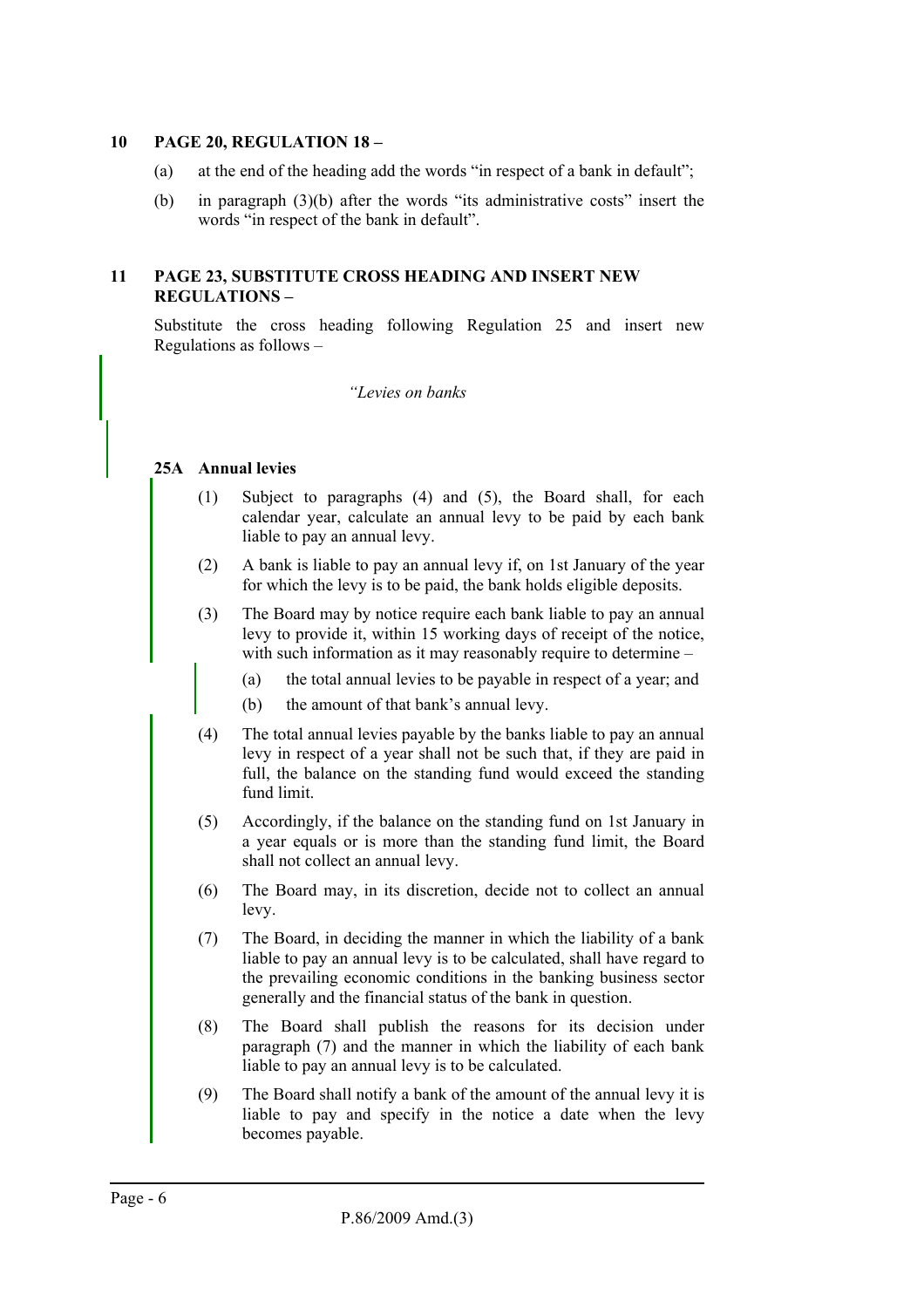**10 PAGE 20, REGULATION 18 –**

(a) at the end of the heading add the words “in respect of a bank in default”;

(b) in paragraph (3)(b) after the words “its administrative costs” insert the words “in respect of the bank in default”.

**11 PAGE 23, SUBSTITUTE CROSS HEADING AND INSERT NEW REGULATIONS –**

Substitute the cross heading following Regulation 25 and insert new Regulations as follows –

*“Levies on banks*

**25A Annual levies**

(1) Subject to paragraphs (4) and (5), the Board shall, for each calendar year, calculate an annual levy to be paid by each bank liable to pay an annual levy.

(2) A bank is liable to pay an annual levy if, on 1st January of the year for which the levy is to be paid, the bank holds eligible deposits.

(3) The Board may by notice require each bank liable to pay an annual levy to provide it, within 15 working days of receipt of the notice, with such information as it may reasonably require to determine –

(a) the total annual levies to be payable in respect of a year; and

(b) the amount of that bank’s annual levy.

(4) The total annual levies payable by the banks liable to pay an annual levy in respect of a year shall not be such that, if they are paid in full, the balance on the standing fund would exceed the standing fund limit.

(5) Accordingly, if the balance on the standing fund on 1st January in a year equals or is more than the standing fund limit, the Board shall not collect an annual levy.

(6) The Board may, in its discretion, decide not to collect an annual levy.

(7) The Board, in deciding the manner in which the liability of a bank liable to pay an annual levy is to be calculated, shall have regard to the prevailing economic conditions in the banking business sector generally and the financial status of the bank in question.

(8) The Board shall publish the reasons for its decision under paragraph (7) and the manner in which the liability of each bank liable to pay an annual levy is to be calculated.

(9) The Board shall notify a bank of the amount of the annual levy it is liable to pay and specify in the notice a date when the levy becomes payable.

P.86/2009 Amd.(3)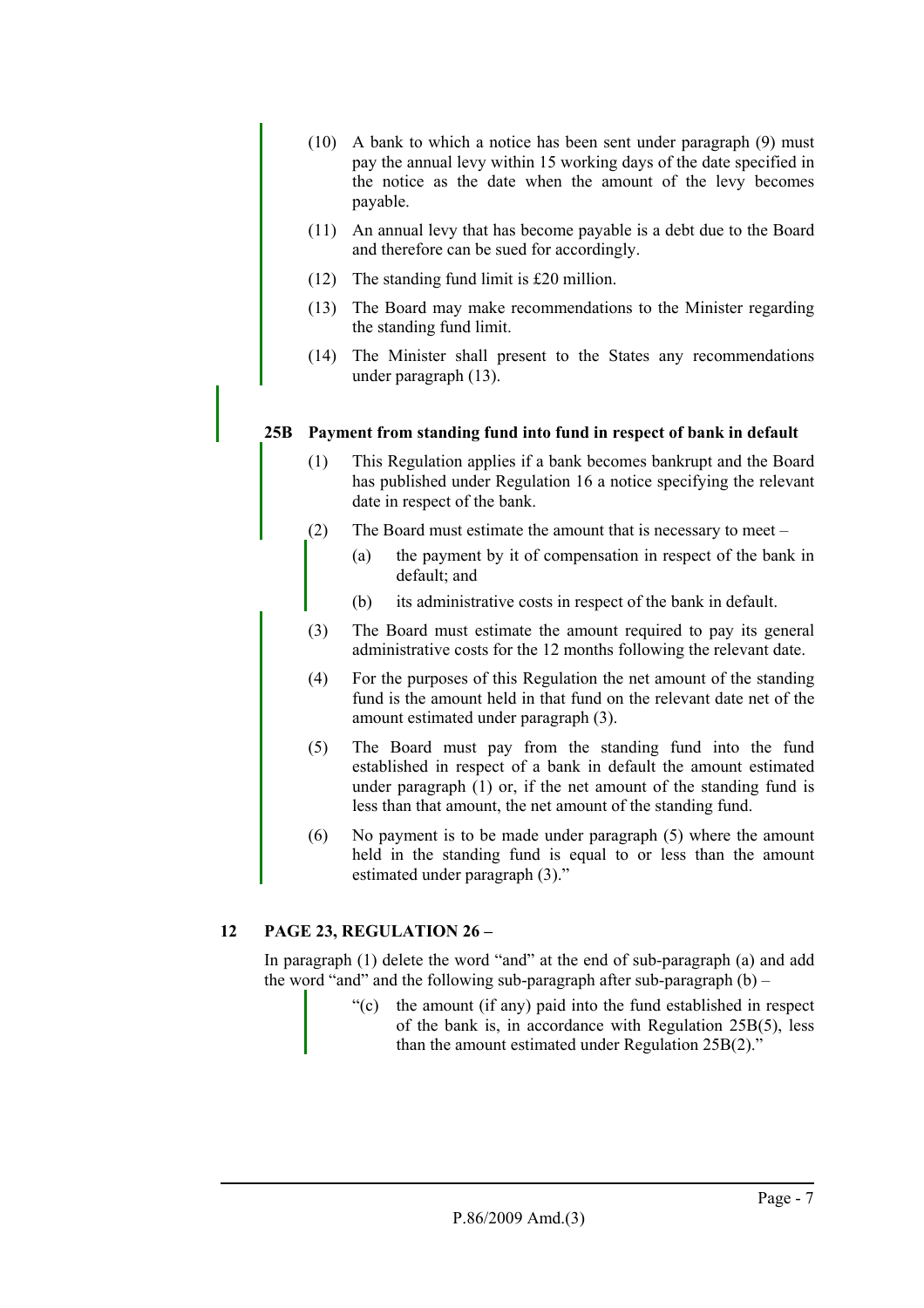(10) A bank to which a notice has been sent under paragraph (9) must pay the annual levy within 15 working days of the date specified in the notice as the date when the amount of the levy becomes payable.

(11) An annual levy that has become payable is a debt due to the Board and therefore can be sued for accordingly.

(12) The standing fund limit is £20 million.

(13) The Board may make recommendations to the Minister regarding the standing fund limit.

(14) The Minister shall present to the States any recommendations under paragraph (13).

**25B Payment from standing fund into fund in respect of bank in default**

(1) This Regulation applies if a bank becomes bankrupt and the Board has published under Regulation 16 a notice specifying the relevant date in respect of the bank.

(2) The Board must estimate the amount that is necessary to meet –

(a) the payment by it of compensation in respect of the bank in default; and

(b) its administrative costs in respect of the bank in default.

(3) The Board must estimate the amount required to pay its general administrative costs for the 12 months following the relevant date.

(4) For the purposes of this Regulation the net amount of the standing fund is the amount held in that fund on the relevant date net of the amount estimated under paragraph (3).

(5) The Board must pay from the standing fund into the fund established in respect of a bank in default the amount estimated under paragraph (1) or, if the net amount of the standing fund is less than that amount, the net amount of the standing fund.

(6) No payment is to be made under paragraph (5) where the amount held in the standing fund is equal to or less than the amount estimated under paragraph (3)."

**12 PAGE 23, REGULATION 26 –**

In paragraph (1) delete the word "and" at the end of sub-paragraph (a) and add the word "and" and the following sub-paragraph after sub-paragraph (b) –

"(c) the amount (if any) paid into the fund established in respect of the bank is, in accordance with Regulation 25B(5), less than the amount estimated under Regulation 25B(2)."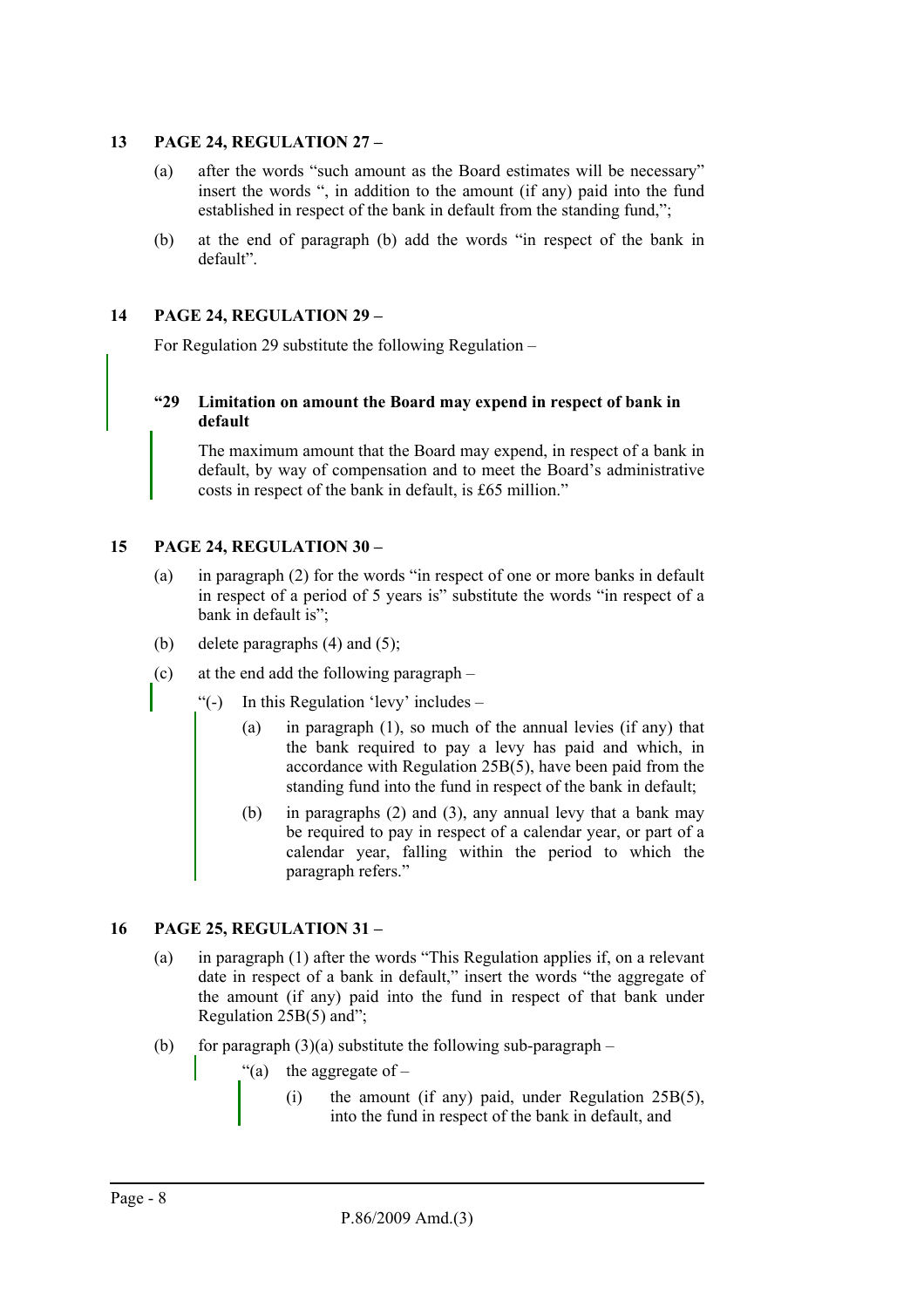## 13 PAGE 24, REGULATION 27 –

(a) after the words "such amount as the Board estimates will be necessary" insert the words ", in addition to the amount (if any) paid into the fund established in respect of the bank in default from the standing fund,";

(b) at the end of paragraph (b) add the words "in respect of the bank in default".

## 14 PAGE 24, REGULATION 29 –

For Regulation 29 substitute the following Regulation –

**"29 Limitation on amount the Board may expend in respect of bank in default**

The maximum amount that the Board may expend, in respect of a bank in default, by way of compensation and to meet the Board's administrative costs in respect of the bank in default, is £65 million."

## 15 PAGE 24, REGULATION 30 –

(a) in paragraph (2) for the words "in respect of one or more banks in default in respect of a period of 5 years is" substitute the words "in respect of a bank in default is";

(b) delete paragraphs (4) and (5);

(c) at the end add the following paragraph –

"(-) In this Regulation 'levy' includes –

(a) in paragraph (1), so much of the annual levies (if any) that the bank required to pay a levy has paid and which, in accordance with Regulation 25B(5), have been paid from the standing fund into the fund in respect of the bank in default;

(b) in paragraphs (2) and (3), any annual levy that a bank may be required to pay in respect of a calendar year, or part of a calendar year, falling within the period to which the paragraph refers."

## 16 PAGE 25, REGULATION 31 –

(a) in paragraph (1) after the words "This Regulation applies if, on a relevant date in respect of a bank in default," insert the words "the aggregate of the amount (if any) paid into the fund in respect of that bank under Regulation 25B(5) and";

(b) for paragraph (3)(a) substitute the following sub-paragraph –

"(a) the aggregate of –

(i) the amount (if any) paid, under Regulation 25B(5), into the fund in respect of the bank in default, and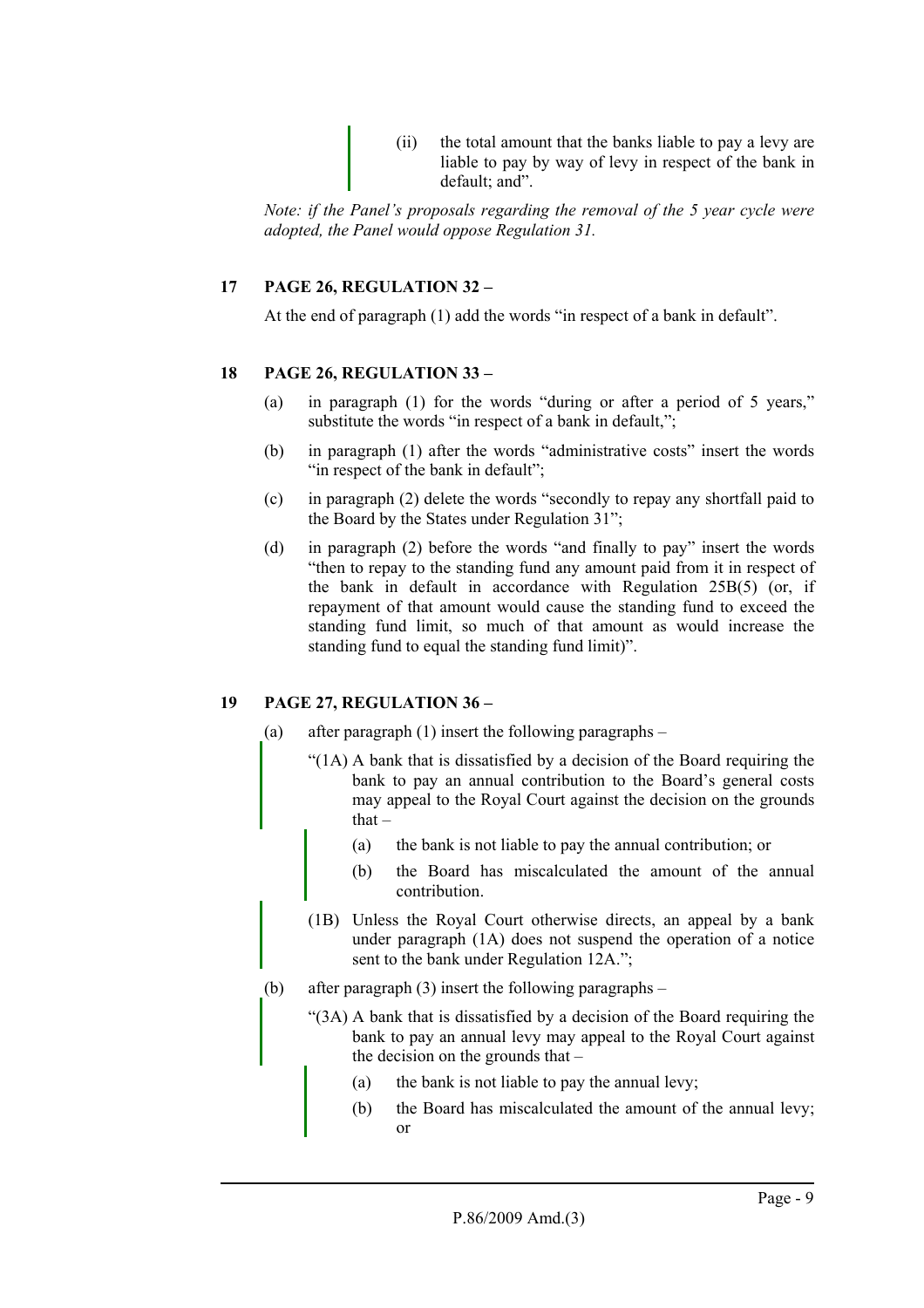(ii) the total amount that the banks liable to pay a levy are liable to pay by way of levy in respect of the bank in default; and".

*Note: if the Panel's proposals regarding the removal of the 5 year cycle were adopted, the Panel would oppose Regulation 31.*

**17 PAGE 26, REGULATION 32 –**

At the end of paragraph (1) add the words "in respect of a bank in default".

**18 PAGE 26, REGULATION 33 –**

(a) in paragraph (1) for the words "during or after a period of 5 years," substitute the words "in respect of a bank in default,";

(b) in paragraph (1) after the words "administrative costs" insert the words "in respect of the bank in default";

(c) in paragraph (2) delete the words "secondly to repay any shortfall paid to the Board by the States under Regulation 31";

(d) in paragraph (2) before the words "and finally to pay" insert the words "then to repay to the standing fund any amount paid from it in respect of the bank in default in accordance with Regulation 25B(5) (or, if repayment of that amount would cause the standing fund to exceed the standing fund limit, so much of that amount as would increase the standing fund to equal the standing fund limit)".

**19 PAGE 27, REGULATION 36 –**

(a) after paragraph (1) insert the following paragraphs –

"(1A) A bank that is dissatisfied by a decision of the Board requiring the bank to pay an annual contribution to the Board's general costs may appeal to the Royal Court against the decision on the grounds that –

(a) the bank is not liable to pay the annual contribution; or

(b) the Board has miscalculated the amount of the annual contribution.

(1B) Unless the Royal Court otherwise directs, an appeal by a bank under paragraph (1A) does not suspend the operation of a notice sent to the bank under Regulation 12A.";

(b) after paragraph (3) insert the following paragraphs –

"(3A) A bank that is dissatisfied by a decision of the Board requiring the bank to pay an annual levy may appeal to the Royal Court against the decision on the grounds that –

(a) the bank is not liable to pay the annual levy;

(b) the Board has miscalculated the amount of the annual levy; or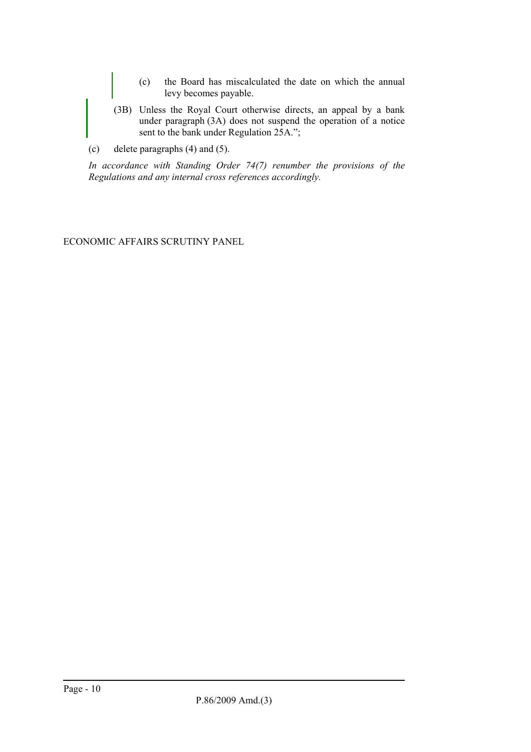(c) the Board has miscalculated the date on which the annual levy becomes payable.

(3B) Unless the Royal Court otherwise directs, an appeal by a bank under paragraph (3A) does not suspend the operation of a notice sent to the bank under Regulation 25A.";

(c) delete paragraphs (4) and (5).

*In accordance with Standing Order 74(7) renumber the provisions of the Regulations and any internal cross references accordingly.*

ECONOMIC AFFAIRS SCRUTINY PANEL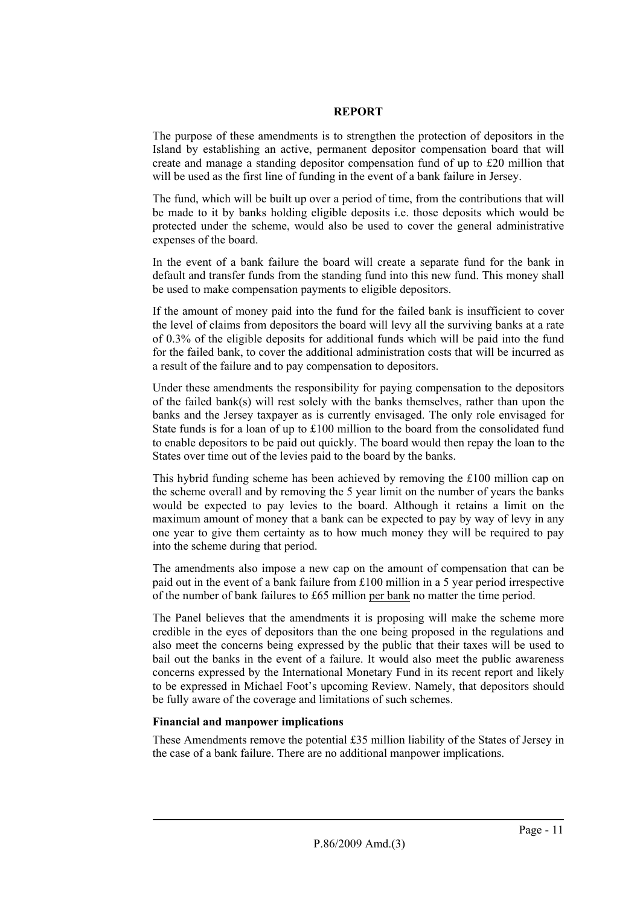## REPORT

The purpose of these amendments is to strengthen the protection of depositors in the Island by establishing an active, permanent depositor compensation board that will create and manage a standing depositor compensation fund of up to £20 million that will be used as the first line of funding in the event of a bank failure in Jersey.

The fund, which will be built up over a period of time, from the contributions that will be made to it by banks holding eligible deposits i.e. those deposits which would be protected under the scheme, would also be used to cover the general administrative expenses of the board.

In the event of a bank failure the board will create a separate fund for the bank in default and transfer funds from the standing fund into this new fund. This money shall be used to make compensation payments to eligible depositors.

If the amount of money paid into the fund for the failed bank is insufficient to cover the level of claims from depositors the board will levy all the surviving banks at a rate of 0.3% of the eligible deposits for additional funds which will be paid into the fund for the failed bank, to cover the additional administration costs that will be incurred as a result of the failure and to pay compensation to depositors.

Under these amendments the responsibility for paying compensation to the depositors of the failed bank(s) will rest solely with the banks themselves, rather than upon the banks and the Jersey taxpayer as is currently envisaged. The only role envisaged for State funds is for a loan of up to £100 million to the board from the consolidated fund to enable depositors to be paid out quickly. The board would then repay the loan to the States over time out of the levies paid to the board by the banks.

This hybrid funding scheme has been achieved by removing the £100 million cap on the scheme overall and by removing the 5 year limit on the number of years the banks would be expected to pay levies to the board. Although it retains a limit on the maximum amount of money that a bank can be expected to pay by way of levy in any one year to give them certainty as to how much money they will be required to pay into the scheme during that period.

The amendments also impose a new cap on the amount of compensation that can be paid out in the event of a bank failure from £100 million in a 5 year period irrespective of the number of bank failures to £65 million per bank no matter the time period.

The Panel believes that the amendments it is proposing will make the scheme more credible in the eyes of depositors than the one being proposed in the regulations and also meet the concerns being expressed by the public that their taxes will be used to bail out the banks in the event of a failure. It would also meet the public awareness concerns expressed by the International Monetary Fund in its recent report and likely to be expressed in Michael Foot's upcoming Review. Namely, that depositors should be fully aware of the coverage and limitations of such schemes.

### Financial and manpower implications

These Amendments remove the potential £35 million liability of the States of Jersey in the case of a bank failure. There are no additional manpower implications.